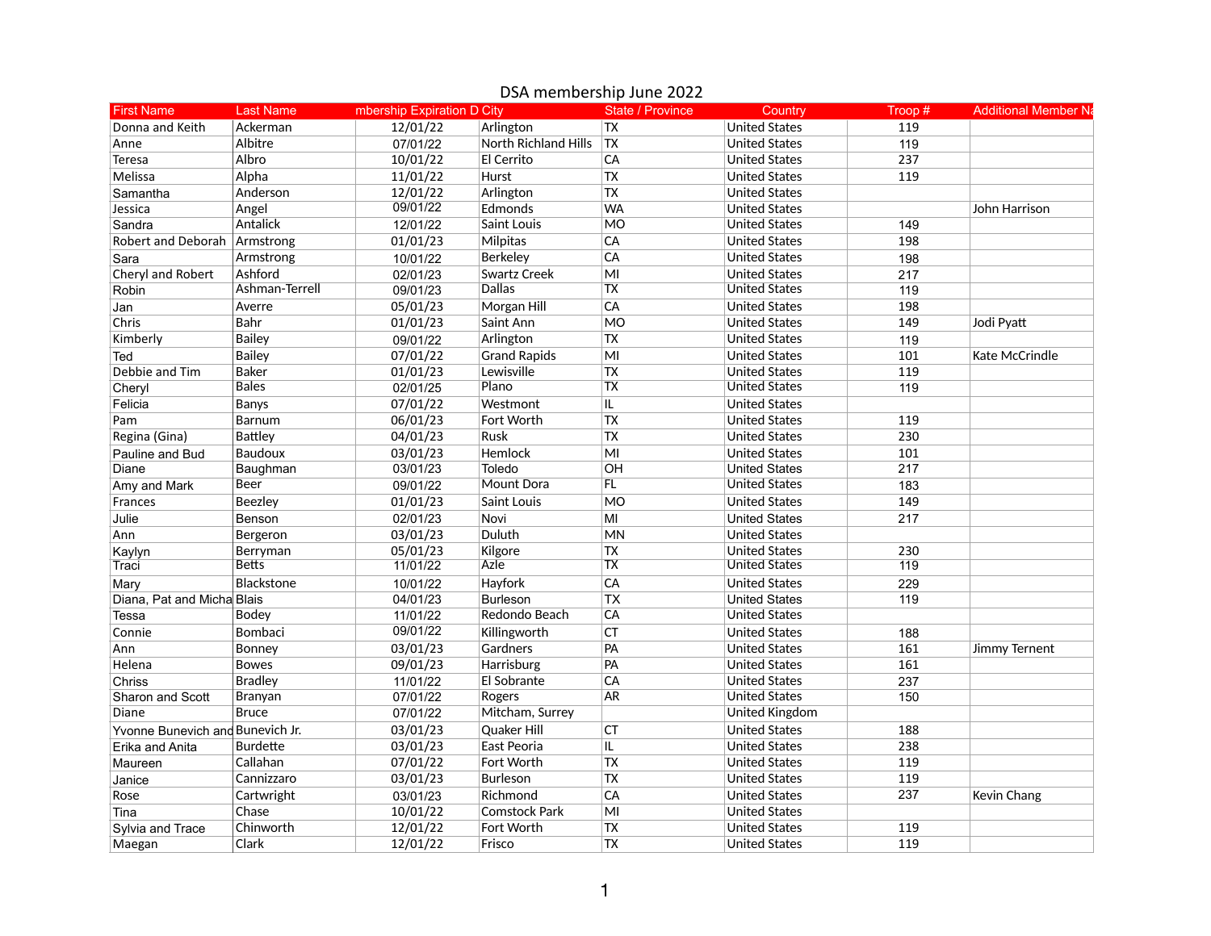DSA membership June 2022

| First Name | Last Name | mbership Expiration D | City | State / Province | Country | Troop # | Additional Member Na |
|---|---|---|---|---|---|---|---|
| Donna and Keith | Ackerman | 12/01/22 | Arlington | TX | United States | 119 | |
| Anne | Albitre | 07/01/22 | North Richland Hills | TX | United States | 119 | |
| Teresa | Albro | 10/01/22 | El Cerrito | CA | United States | 237 | |
| Melissa | Alpha | 11/01/22 | Hurst | TX | United States | 119 | |
| Samantha | Anderson | 12/01/22 | Arlington | TX | United States | | |
| Jessica | Angel | 09/01/22 | Edmonds | WA | United States | | John Harrison |
| Sandra | Antalick | 12/01/22 | Saint Louis | MO | United States | 149 | |
| Robert and Deborah | Armstrong | 01/01/23 | Milpitas | CA | United States | 198 | |
| Sara | Armstrong | 10/01/22 | Berkeley | CA | United States | 198 | |
| Cheryl and Robert | Ashford | 02/01/23 | Swartz Creek | MI | United States | 217 | |
| Robin | Ashman-Terrell | 09/01/23 | Dallas | TX | United States | 119 | |
| Jan | Averre | 05/01/23 | Morgan Hill | CA | United States | 198 | |
| Chris | Bahr | 01/01/23 | Saint Ann | MO | United States | 149 | Jodi Pyatt |
| Kimberly | Bailey | 09/01/22 | Arlington | TX | United States | 119 | |
| Ted | Bailey | 07/01/22 | Grand Rapids | MI | United States | 101 | Kate McCrindle |
| Debbie and Tim | Baker | 01/01/23 | Lewisville | TX | United States | 119 | |
| Cheryl | Bales | 02/01/25 | Plano | TX | United States | 119 | |
| Felicia | Banys | 07/01/22 | Westmont | IL | United States | | |
| Pam | Barnum | 06/01/23 | Fort Worth | TX | United States | 119 | |
| Regina (Gina) | Battley | 04/01/23 | Rusk | TX | United States | 230 | |
| Pauline and Bud | Baudoux | 03/01/23 | Hemlock | MI | United States | 101 | |
| Diane | Baughman | 03/01/23 | Toledo | OH | United States | 217 | |
| Amy and Mark | Beer | 09/01/22 | Mount Dora | FL | United States | 183 | |
| Frances | Beezley | 01/01/23 | Saint Louis | MO | United States | 149 | |
| Julie | Benson | 02/01/23 | Novi | MI | United States | 217 | |
| Ann | Bergeron | 03/01/23 | Duluth | MN | United States | | |
| Kaylyn | Berryman | 05/01/23 | Kilgore | TX | United States | 230 | |
| Traci | Betts | 11/01/22 | Azle | TX | United States | 119 | |
| Mary | Blackstone | 10/01/22 | Hayfork | CA | United States | 229 | |
| Diana, Pat and Micha | Blais | 04/01/23 | Burleson | TX | United States | 119 | |
| Tessa | Bodey | 11/01/22 | Redondo Beach | CA | United States | | |
| Connie | Bombaci | 09/01/22 | Killingworth | CT | United States | 188 | |
| Ann | Bonney | 03/01/23 | Gardners | PA | United States | 161 | Jimmy Ternent |
| Helena | Bowes | 09/01/23 | Harrisburg | PA | United States | 161 | |
| Chriss | Bradley | 11/01/22 | El Sobrante | CA | United States | 237 | |
| Sharon and Scott | Branyan | 07/01/22 | Rogers | AR | United States | 150 | |
| Diane | Bruce | 07/01/22 | Mitcham, Surrey | | United Kingdom | | |
| Yvonne Bunevich and | Bunevich Jr. | 03/01/23 | Quaker Hill | CT | United States | 188 | |
| Erika and Anita | Burdette | 03/01/23 | East Peoria | IL | United States | 238 | |
| Maureen | Callahan | 07/01/22 | Fort Worth | TX | United States | 119 | |
| Janice | Cannizzaro | 03/01/23 | Burleson | TX | United States | 119 | |
| Rose | Cartwright | 03/01/23 | Richmond | CA | United States | 237 | Kevin Chang |
| Tina | Chase | 10/01/22 | Comstock Park | MI | United States | | |
| Sylvia and Trace | Chinworth | 12/01/22 | Fort Worth | TX | United States | 119 | |
| Maegan | Clark | 12/01/22 | Frisco | TX | United States | 119 | |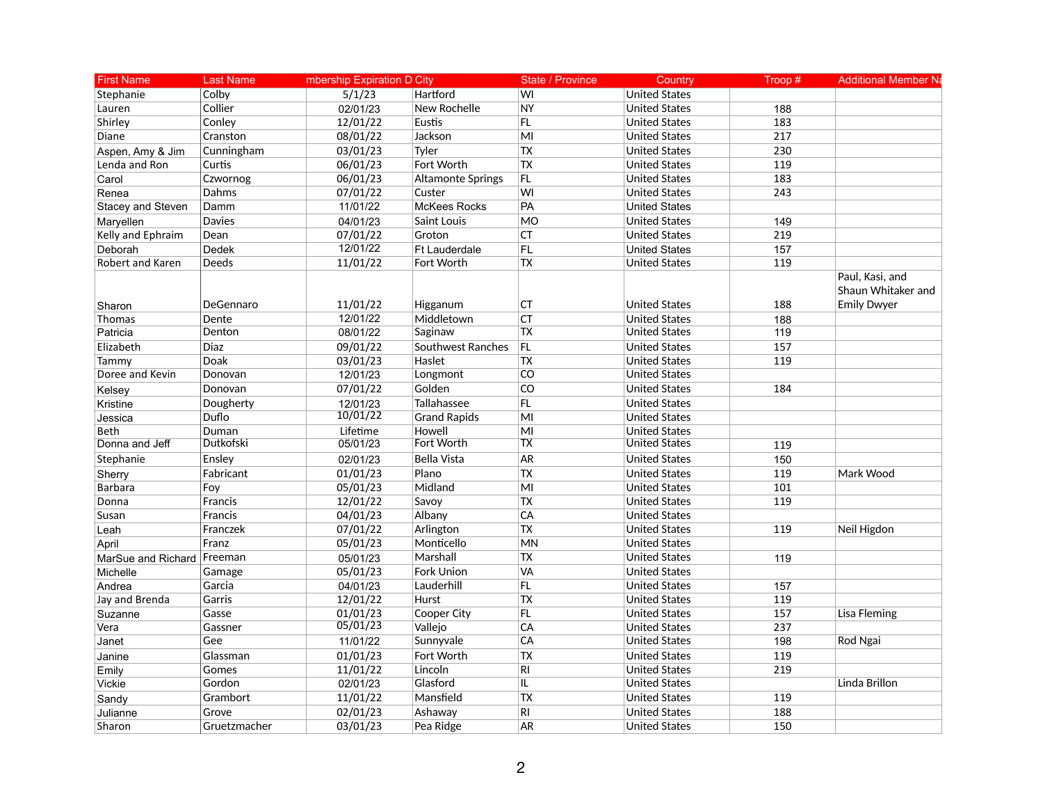| First Name | Last Name | mbership Expiration D | City | State / Province | Country | Troop # | Additional Member Na |
|---|---|---|---|---|---|---|---|
| Stephanie | Colby | 5/1/23 | Hartford | WI | United States | | |
| Lauren | Collier | 02/01/23 | New Rochelle | NY | United States | 188 | |
| Shirley | Conley | 12/01/22 | Eustis | FL | United States | 183 | |
| Diane | Cranston | 08/01/22 | Jackson | MI | United States | 217 | |
| Aspen, Amy & Jim | Cunningham | 03/01/23 | Tyler | TX | United States | 230 | |
| Lenda and Ron | Curtis | 06/01/23 | Fort Worth | TX | United States | 119 | |
| Carol | Czwornog | 06/01/23 | Altamonte Springs | FL | United States | 183 | |
| Renea | Dahms | 07/01/22 | Custer | WI | United States | 243 | |
| Stacey and Steven | Damm | 11/01/22 | McKees Rocks | PA | United States | | |
| Maryellen | Davies | 04/01/23 | Saint Louis | MO | United States | 149 | |
| Kelly and Ephraim | Dean | 07/01/22 | Groton | CT | United States | 219 | |
| Deborah | Dedek | 12/01/22 | Ft Lauderdale | FL | United States | 157 | |
| Robert and Karen | Deeds | 11/01/22 | Fort Worth | TX | United States | 119 | |
| Sharon | DeGennaro | 11/01/22 | Higganum | CT | United States | 188 | Paul, Kasi, and Shaun Whitaker and Emily Dwyer |
| Thomas | Dente | 12/01/22 | Middletown | CT | United States | 188 | |
| Patricia | Denton | 08/01/22 | Saginaw | TX | United States | 119 | |
| Elizabeth | Diaz | 09/01/22 | Southwest Ranches | FL | United States | 157 | |
| Tammy | Doak | 03/01/23 | Haslet | TX | United States | 119 | |
| Doree and Kevin | Donovan | 12/01/23 | Longmont | CO | United States | | |
| Kelsey | Donovan | 07/01/22 | Golden | CO | United States | 184 | |
| Kristine | Dougherty | 12/01/23 | Tallahassee | FL | United States | | |
| Jessica | Duflo | 10/01/22 | Grand Rapids | MI | United States | | |
| Beth | Duman | Lifetime | Howell | MI | United States | | |
| Donna and Jeff | Dutkofski | 05/01/23 | Fort Worth | TX | United States | 119 | |
| Stephanie | Ensley | 02/01/23 | Bella Vista | AR | United States | 150 | |
| Sherry | Fabricant | 01/01/23 | Plano | TX | United States | 119 | Mark Wood |
| Barbara | Foy | 05/01/23 | Midland | MI | United States | 101 | |
| Donna | Francis | 12/01/22 | Savoy | TX | United States | 119 | |
| Susan | Francis | 04/01/23 | Albany | CA | United States | | |
| Leah | Franczek | 07/01/22 | Arlington | TX | United States | 119 | Neil Higdon |
| April | Franz | 05/01/23 | Monticello | MN | United States | | |
| MarSue and Richard | Freeman | 05/01/23 | Marshall | TX | United States | 119 | |
| Michelle | Gamage | 05/01/23 | Fork Union | VA | United States | | |
| Andrea | Garcia | 04/01/23 | Lauderhill | FL | United States | 157 | |
| Jay and Brenda | Garris | 12/01/22 | Hurst | TX | United States | 119 | |
| Suzanne | Gasse | 01/01/23 | Cooper City | FL | United States | 157 | Lisa Fleming |
| Vera | Gassner | 05/01/23 | Vallejo | CA | United States | 237 | |
| Janet | Gee | 11/01/22 | Sunnyvale | CA | United States | 198 | Rod Ngai |
| Janine | Glassman | 01/01/23 | Fort Worth | TX | United States | 119 | |
| Emily | Gomes | 11/01/22 | Lincoln | RI | United States | 219 | |
| Vickie | Gordon | 02/01/23 | Glasford | IL | United States | | Linda Brillon |
| Sandy | Grambort | 11/01/22 | Mansfield | TX | United States | 119 | |
| Julianne | Grove | 02/01/23 | Ashaway | RI | United States | 188 | |
| Sharon | Gruetzmacher | 03/01/23 | Pea Ridge | AR | United States | 150 | |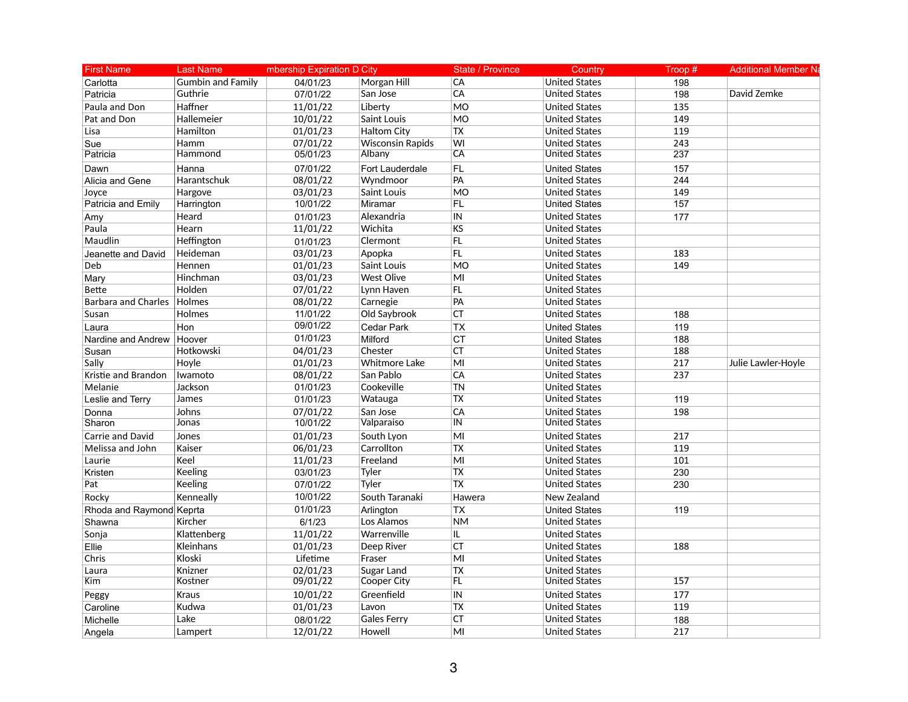| First Name | Last Name | mbership Expiration D | City | State / Province | Country | Troop # | Additional Member Na |
|---|---|---|---|---|---|---|---|
| Carlotta | Gumbin and Family | 04/01/23 | Morgan Hill | CA | United States | 198 | |
| Patricia | Guthrie | 07/01/22 | San Jose | CA | United States | 198 | David Zemke |
| Paula and Don | Haffner | 11/01/22 | Liberty | MO | United States | 135 | |
| Pat and Don | Hallemeier | 10/01/22 | Saint Louis | MO | United States | 149 | |
| Lisa | Hamilton | 01/01/23 | Haltom City | TX | United States | 119 | |
| Sue | Hamm | 07/01/22 | Wisconsin Rapids | WI | United States | 243 | |
| Patricia | Hammond | 05/01/23 | Albany | CA | United States | 237 | |
| Dawn | Hanna | 07/01/22 | Fort Lauderdale | FL | United States | 157 | |
| Alicia and Gene | Harantschuk | 08/01/22 | Wyndmoor | PA | United States | 244 | |
| Joyce | Hargove | 03/01/23 | Saint Louis | MO | United States | 149 | |
| Patricia and Emily | Harrington | 10/01/22 | Miramar | FL | United States | 157 | |
| Amy | Heard | 01/01/23 | Alexandria | IN | United States | 177 | |
| Paula | Hearn | 11/01/22 | Wichita | KS | United States | | |
| Maudlin | Heffington | 01/01/23 | Clermont | FL | United States | | |
| Jeanette and David | Heideman | 03/01/23 | Apopka | FL | United States | 183 | |
| Deb | Hennen | 01/01/23 | Saint Louis | MO | United States | 149 | |
| Mary | Hinchman | 03/01/23 | West Olive | MI | United States | | |
| Bette | Holden | 07/01/22 | Lynn Haven | FL | United States | | |
| Barbara and Charles | Holmes | 08/01/22 | Carnegie | PA | United States | | |
| Susan | Holmes | 11/01/22 | Old Saybrook | CT | United States | 188 | |
| Laura | Hon | 09/01/22 | Cedar Park | TX | United States | 119 | |
| Nardine and Andrew | Hoover | 01/01/23 | Milford | CT | United States | 188 | |
| Susan | Hotkowski | 04/01/23 | Chester | CT | United States | 188 | |
| Sally | Hoyle | 01/01/23 | Whitmore Lake | MI | United States | 217 | Julie Lawler-Hoyle |
| Kristie and Brandon | Iwamoto | 08/01/22 | San Pablo | CA | United States | 237 | |
| Melanie | Jackson | 01/01/23 | Cookeville | TN | United States | | |
| Leslie and Terry | James | 01/01/23 | Watauga | TX | United States | 119 | |
| Donna | Johns | 07/01/22 | San Jose | CA | United States | 198 | |
| Sharon | Jonas | 10/01/22 | Valparaiso | IN | United States | | |
| Carrie and David | Jones | 01/01/23 | South Lyon | MI | United States | 217 | |
| Melissa and John | Kaiser | 06/01/23 | Carrollton | TX | United States | 119 | |
| Laurie | Keel | 11/01/23 | Freeland | MI | United States | 101 | |
| Kristen | Keeling | 03/01/23 | Tyler | TX | United States | 230 | |
| Pat | Keeling | 07/01/22 | Tyler | TX | United States | 230 | |
| Rocky | Kenneally | 10/01/22 | South Taranaki | Hawera | New Zealand | | |
| Rhoda and Raymond | Keprta | 01/01/23 | Arlington | TX | United States | 119 | |
| Shawna | Kircher | 6/1/23 | Los Alamos | NM | United States | | |
| Sonja | Klattenberg | 11/01/22 | Warrenville | IL | United States | | |
| Ellie | Kleinhans | 01/01/23 | Deep River | CT | United States | 188 | |
| Chris | Kloski | Lifetime | Fraser | MI | United States | | |
| Laura | Knizner | 02/01/23 | Sugar Land | TX | United States | | |
| Kim | Kostner | 09/01/22 | Cooper City | FL | United States | 157 | |
| Peggy | Kraus | 10/01/22 | Greenfield | IN | United States | 177 | |
| Caroline | Kudwa | 01/01/23 | Lavon | TX | United States | 119 | |
| Michelle | Lake | 08/01/22 | Gales Ferry | CT | United States | 188 | |
| Angela | Lampert | 12/01/22 | Howell | MI | United States | 217 | |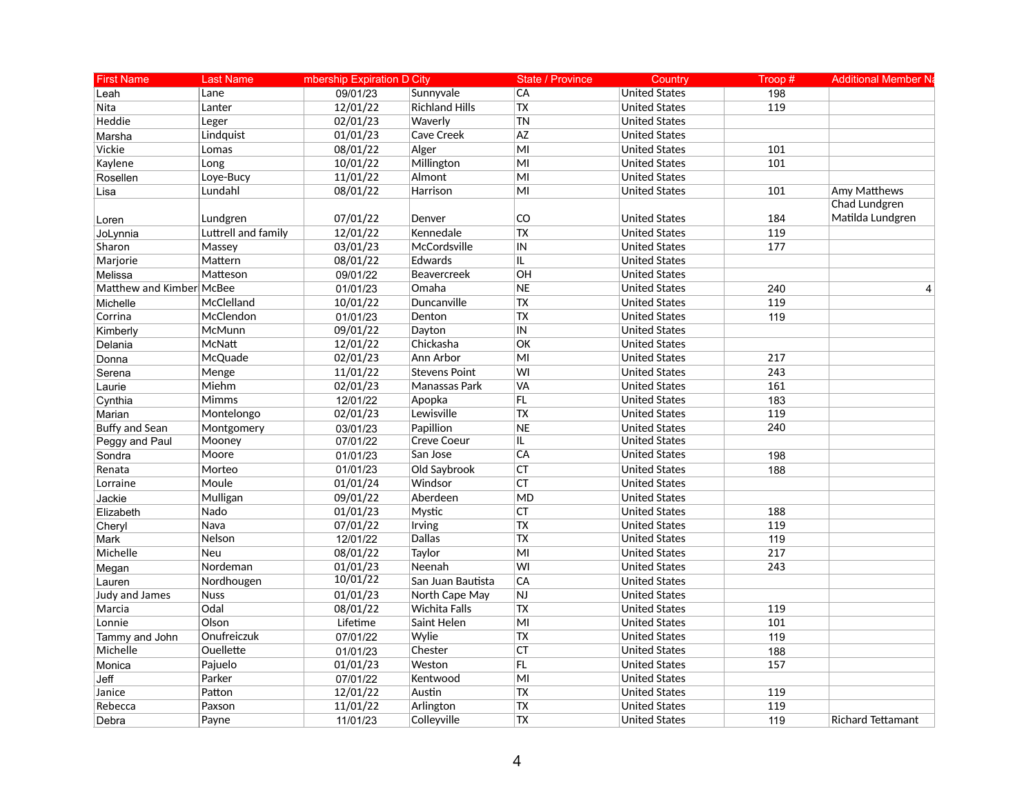| First Name | Last Name | mbership Expiration D | City | State / Province | Country | Troop # | Additional Member Na |
|---|---|---|---|---|---|---|---|
| Leah | Lane | 09/01/23 | Sunnyvale | CA | United States | 198 | |
| Nita | Lanter | 12/01/22 | Richland Hills | TX | United States | 119 | |
| Heddie | Leger | 02/01/23 | Waverly | TN | United States | | |
| Marsha | Lindquist | 01/01/23 | Cave Creek | AZ | United States | | |
| Vickie | Lomas | 08/01/22 | Alger | MI | United States | 101 | |
| Kaylene | Long | 10/01/22 | Millington | MI | United States | 101 | |
| Rosellen | Loye-Bucy | 11/01/22 | Almont | MI | United States | | |
| Lisa | Lundahl | 08/01/22 | Harrison | MI | United States | 101 | Amy Matthews |
| Loren | Lundgren | 07/01/22 | Denver | CO | United States | 184 | Chad Lundgren Matilda Lundgren |
| JoLynnia | Luttrell and family | 12/01/22 | Kennedale | TX | United States | 119 | |
| Sharon | Massey | 03/01/23 | McCordsville | IN | United States | 177 | |
| Marjorie | Mattern | 08/01/22 | Edwards | IL | United States | | |
| Melissa | Matteson | 09/01/22 | Beavercreek | OH | United States | | |
| Matthew and Kimber | McBee | 01/01/23 | Omaha | NE | United States | 240 | 4 |
| Michelle | McClelland | 10/01/22 | Duncanville | TX | United States | 119 | |
| Corrina | McClendon | 01/01/23 | Denton | TX | United States | 119 | |
| Kimberly | McMunn | 09/01/22 | Dayton | IN | United States | | |
| Delania | McNatt | 12/01/22 | Chickasha | OK | United States | | |
| Donna | McQuade | 02/01/23 | Ann Arbor | MI | United States | 217 | |
| Serena | Menge | 11/01/22 | Stevens Point | WI | United States | 243 | |
| Laurie | Miehm | 02/01/23 | Manassas Park | VA | United States | 161 | |
| Cynthia | Mimms | 12/01/22 | Apopka | FL | United States | 183 | |
| Marian | Montelongo | 02/01/23 | Lewisville | TX | United States | 119 | |
| Buffy and Sean | Montgomery | 03/01/23 | Papillion | NE | United States | 240 | |
| Peggy and Paul | Mooney | 07/01/22 | Creve Coeur | IL | United States | | |
| Sondra | Moore | 01/01/23 | San Jose | CA | United States | 198 | |
| Renata | Morteo | 01/01/23 | Old Saybrook | CT | United States | 188 | |
| Lorraine | Moule | 01/01/24 | Windsor | CT | United States | | |
| Jackie | Mulligan | 09/01/22 | Aberdeen | MD | United States | | |
| Elizabeth | Nado | 01/01/23 | Mystic | CT | United States | 188 | |
| Cheryl | Nava | 07/01/22 | Irving | TX | United States | 119 | |
| Mark | Nelson | 12/01/22 | Dallas | TX | United States | 119 | |
| Michelle | Neu | 08/01/22 | Taylor | MI | United States | 217 | |
| Megan | Nordeman | 01/01/23 | Neenah | WI | United States | 243 | |
| Lauren | Nordhougen | 10/01/22 | San Juan Bautista | CA | United States | | |
| Judy and James | Nuss | 01/01/23 | North Cape May | NJ | United States | | |
| Marcia | Odal | 08/01/22 | Wichita Falls | TX | United States | 119 | |
| Lonnie | Olson | Lifetime | Saint Helen | MI | United States | 101 | |
| Tammy and John | Onufreiczuk | 07/01/22 | Wylie | TX | United States | 119 | |
| Michelle | Ouellette | 01/01/23 | Chester | CT | United States | 188 | |
| Monica | Pajuelo | 01/01/23 | Weston | FL | United States | 157 | |
| Jeff | Parker | 07/01/22 | Kentwood | MI | United States | | |
| Janice | Patton | 12/01/22 | Austin | TX | United States | 119 | |
| Rebecca | Paxson | 11/01/22 | Arlington | TX | United States | 119 | |
| Debra | Payne | 11/01/23 | Colleyville | TX | United States | 119 | Richard Tettamant |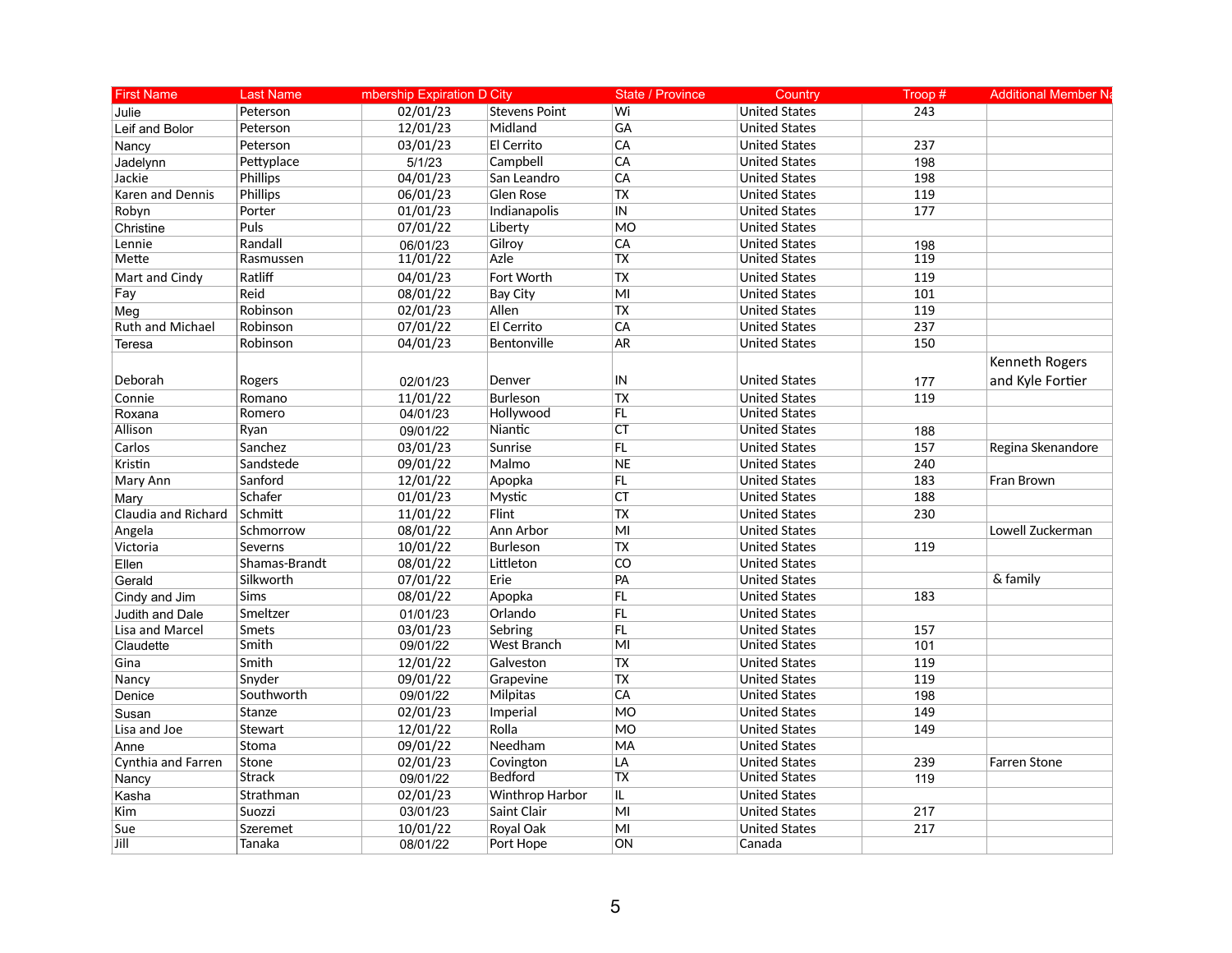| First Name | Last Name | mbership Expiration D | City | State / Province | Country | Troop # | Additional Member Na |
|---|---|---|---|---|---|---|---|
| Julie | Peterson | 02/01/23 | Stevens Point | Wi | United States | 243 | |
| Leif and Bolor | Peterson | 12/01/23 | Midland | GA | United States | | |
| Nancy | Peterson | 03/01/23 | El Cerrito | CA | United States | 237 | |
| Jadelynn | Pettyplace | 5/1/23 | Campbell | CA | United States | 198 | |
| Jackie | Phillips | 04/01/23 | San Leandro | CA | United States | 198 | |
| Karen and Dennis | Phillips | 06/01/23 | Glen Rose | TX | United States | 119 | |
| Robyn | Porter | 01/01/23 | Indianapolis | IN | United States | 177 | |
| Christine | Puls | 07/01/22 | Liberty | MO | United States | | |
| Lennie | Randall | 06/01/23 | Gilroy | CA | United States | 198 | |
| Mette | Rasmussen | 11/01/22 | Azle | TX | United States | 119 | |
| Mart and Cindy | Ratliff | 04/01/23 | Fort Worth | TX | United States | 119 | |
| Fay | Reid | 08/01/22 | Bay City | MI | United States | 101 | |
| Meg | Robinson | 02/01/23 | Allen | TX | United States | 119 | |
| Ruth and Michael | Robinson | 07/01/22 | El Cerrito | CA | United States | 237 | |
| Teresa | Robinson | 04/01/23 | Bentonville | AR | United States | 150 | |
| Deborah | Rogers | 02/01/23 | Denver | IN | United States | 177 | Kenneth Rogers and Kyle Fortier |
| Connie | Romano | 11/01/22 | Burleson | TX | United States | 119 | |
| Roxana | Romero | 04/01/23 | Hollywood | FL | United States | | |
| Allison | Ryan | 09/01/22 | Niantic | CT | United States | 188 | |
| Carlos | Sanchez | 03/01/23 | Sunrise | FL | United States | 157 | Regina Skenandore |
| Kristin | Sandstede | 09/01/22 | Malmo | NE | United States | 240 | |
| Mary Ann | Sanford | 12/01/22 | Apopka | FL | United States | 183 | Fran Brown |
| Mary | Schafer | 01/01/23 | Mystic | CT | United States | 188 | |
| Claudia and Richard | Schmitt | 11/01/22 | Flint | TX | United States | 230 | |
| Angela | Schmorrow | 08/01/22 | Ann Arbor | MI | United States | | Lowell Zuckerman |
| Victoria | Severns | 10/01/22 | Burleson | TX | United States | 119 | |
| Ellen | Shamas-Brandt | 08/01/22 | Littleton | CO | United States | | |
| Gerald | Silkworth | 07/01/22 | Erie | PA | United States | | & family |
| Cindy and Jim | Sims | 08/01/22 | Apopka | FL | United States | 183 | |
| Judith and Dale | Smeltzer | 01/01/23 | Orlando | FL | United States | | |
| Lisa and Marcel | Smets | 03/01/23 | Sebring | FL | United States | 157 | |
| Claudette | Smith | 09/01/22 | West Branch | MI | United States | 101 | |
| Gina | Smith | 12/01/22 | Galveston | TX | United States | 119 | |
| Nancy | Snyder | 09/01/22 | Grapevine | TX | United States | 119 | |
| Denice | Southworth | 09/01/22 | Milpitas | CA | United States | 198 | |
| Susan | Stanze | 02/01/23 | Imperial | MO | United States | 149 | |
| Lisa and Joe | Stewart | 12/01/22 | Rolla | MO | United States | 149 | |
| Anne | Stoma | 09/01/22 | Needham | MA | United States | | |
| Cynthia and Farren | Stone | 02/01/23 | Covington | LA | United States | 239 | Farren Stone |
| Nancy | Strack | 09/01/22 | Bedford | TX | United States | 119 | |
| Kasha | Strathman | 02/01/23 | Winthrop Harbor | IL | United States | | |
| Kim | Suozzi | 03/01/23 | Saint Clair | MI | United States | 217 | |
| Sue | Szeremet | 10/01/22 | Royal Oak | MI | United States | 217 | |
| Jill | Tanaka | 08/01/22 | Port Hope | ON | Canada | | |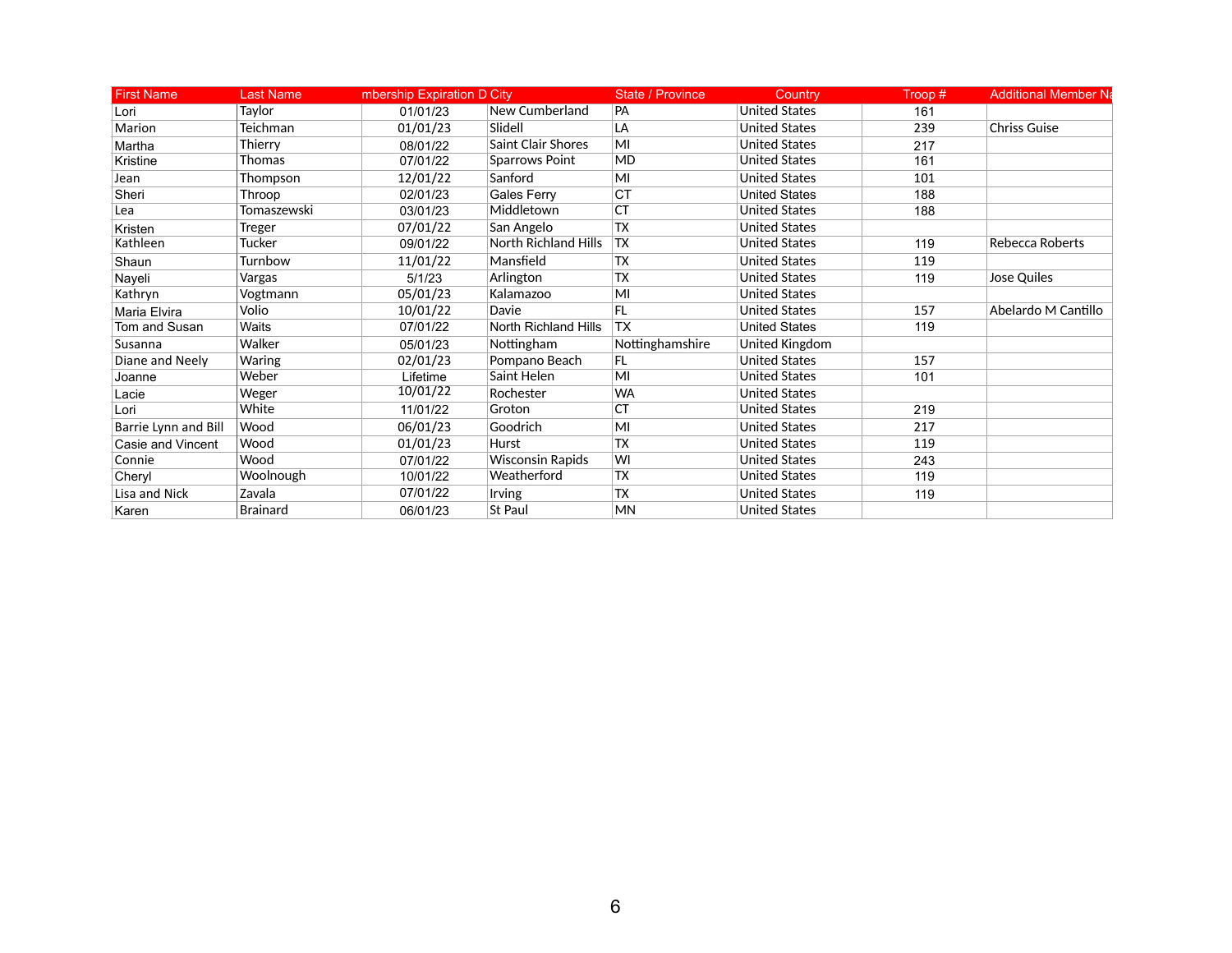| First Name | Last Name | mbership Expiration D | City | State / Province | Country | Troop # | Additional Member Na |
|---|---|---|---|---|---|---|---|
| Lori | Taylor | 01/01/23 | New Cumberland | PA | United States | 161 | |
| Marion | Teichman | 01/01/23 | Slidell | LA | United States | 239 | Chriss Guise |
| Martha | Thierry | 08/01/22 | Saint Clair Shores | MI | United States | 217 | |
| Kristine | Thomas | 07/01/22 | Sparrows Point | MD | United States | 161 | |
| Jean | Thompson | 12/01/22 | Sanford | MI | United States | 101 | |
| Sheri | Throop | 02/01/23 | Gales Ferry | CT | United States | 188 | |
| Lea | Tomaszewski | 03/01/23 | Middletown | CT | United States | 188 | |
| Kristen | Treger | 07/01/22 | San Angelo | TX | United States | | |
| Kathleen | Tucker | 09/01/22 | North Richland Hills | TX | United States | 119 | Rebecca Roberts |
| Shaun | Turnbow | 11/01/22 | Mansfield | TX | United States | 119 | |
| Nayeli | Vargas | 5/1/23 | Arlington | TX | United States | 119 | Jose Quiles |
| Kathryn | Vogtmann | 05/01/23 | Kalamazoo | MI | United States | | |
| Maria Elvira | Volio | 10/01/22 | Davie | FL | United States | 157 | Abelardo M Cantillo |
| Tom and Susan | Waits | 07/01/22 | North Richland Hills | TX | United States | 119 | |
| Susanna | Walker | 05/01/23 | Nottingham | Nottinghamshire | United Kingdom | | |
| Diane and Neely | Waring | 02/01/23 | Pompano Beach | FL | United States | 157 | |
| Joanne | Weber | Lifetime | Saint Helen | MI | United States | 101 | |
| Lacie | Weger | 10/01/22 | Rochester | WA | United States | | |
| Lori | White | 11/01/22 | Groton | CT | United States | 219 | |
| Barrie Lynn and Bill | Wood | 06/01/23 | Goodrich | MI | United States | 217 | |
| Casie and Vincent | Wood | 01/01/23 | Hurst | TX | United States | 119 | |
| Connie | Wood | 07/01/22 | Wisconsin Rapids | WI | United States | 243 | |
| Cheryl | Woolnough | 10/01/22 | Weatherford | TX | United States | 119 | |
| Lisa and Nick | Zavala | 07/01/22 | Irving | TX | United States | 119 | |
| Karen | Brainard | 06/01/23 | St Paul | MN | United States | | |